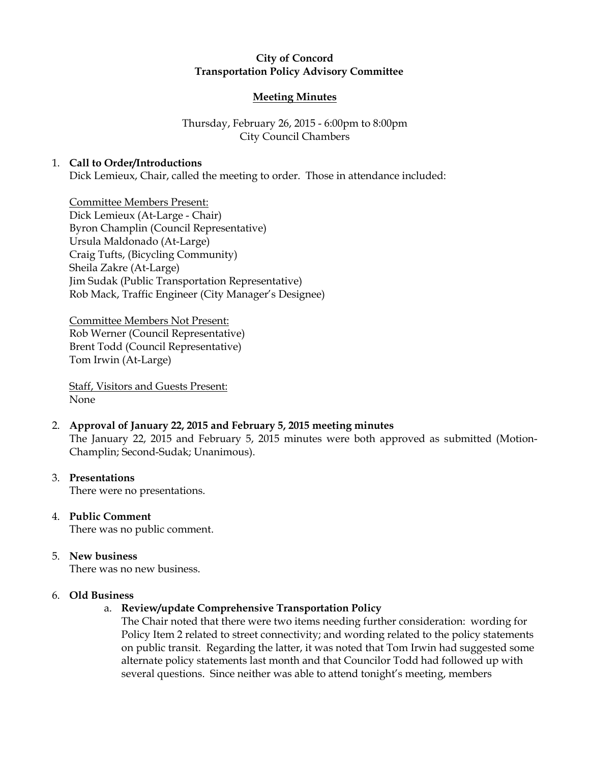**City of Concord**
**Transportation Policy Advisory Committee**

**Meeting Minutes**

Thursday, February 26, 2015 - 6:00pm to 8:00pm
City Council Chambers

1. **Call to Order/Introductions**
   Dick Lemieux, Chair, called the meeting to order. Those in attendance included:

   Committee Members Present:
   Dick Lemieux (At-Large - Chair)
   Byron Champlin (Council Representative)
   Ursula Maldonado (At-Large)
   Craig Tufts, (Bicycling Community)
   Sheila Zakre (At-Large)
   Jim Sudak (Public Transportation Representative)
   Rob Mack, Traffic Engineer (City Manager's Designee)

   Committee Members Not Present:
   Rob Werner (Council Representative)
   Brent Todd (Council Representative)
   Tom Irwin (At-Large)

   Staff, Visitors and Guests Present:
   None

2. **Approval of January 22, 2015 and February 5, 2015 meeting minutes**
   The January 22, 2015 and February 5, 2015 minutes were both approved as submitted (Motion-Champlin; Second-Sudak; Unanimous).

3. **Presentations**
   There were no presentations.

4. **Public Comment**
   There was no public comment.

5. **New business**
   There was no new business.

6. **Old Business**
   a. **Review/update Comprehensive Transportation Policy**
      The Chair noted that there were two items needing further consideration: wording for Policy Item 2 related to street connectivity; and wording related to the policy statements on public transit. Regarding the latter, it was noted that Tom Irwin had suggested some alternate policy statements last month and that Councilor Todd had followed up with several questions. Since neither was able to attend tonight's meeting, members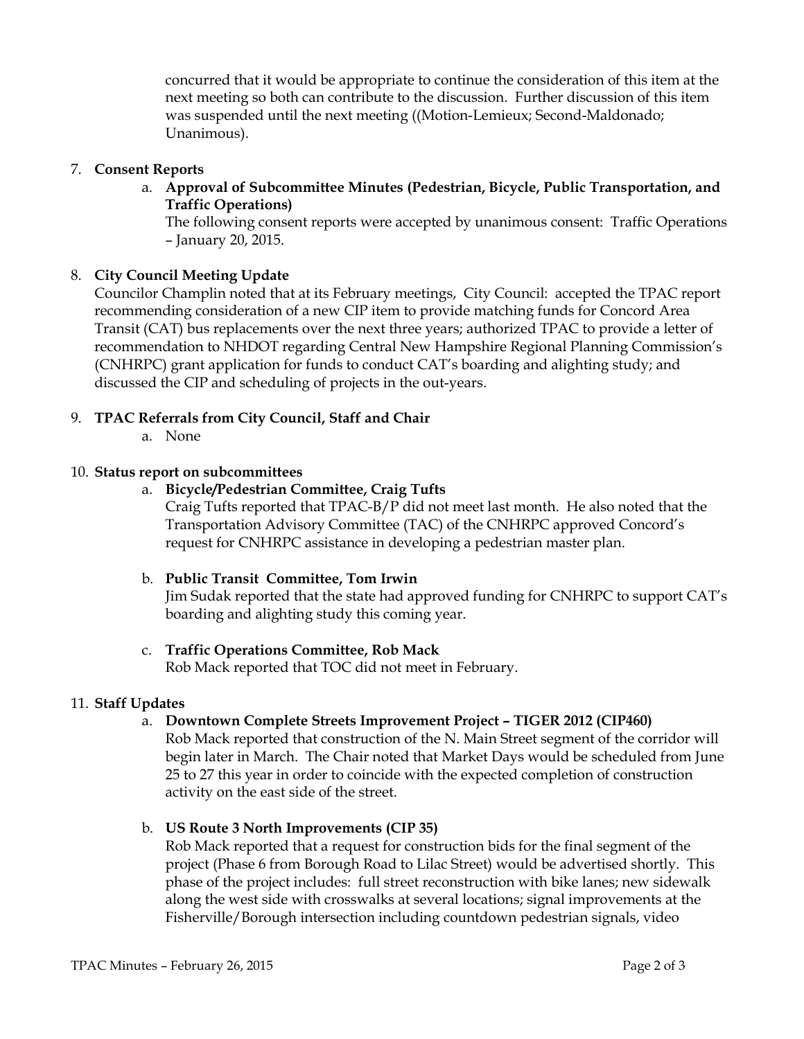concurred that it would be appropriate to continue the consideration of this item at the next meeting so both can contribute to the discussion. Further discussion of this item was suspended until the next meeting ((Motion-Lemieux; Second-Maldonado; Unanimous).

7. **Consent Reports**
   a. **Approval of Subcommittee Minutes (Pedestrian, Bicycle, Public Transportation, and Traffic Operations)**
   The following consent reports were accepted by unanimous consent: Traffic Operations – January 20, 2015.

8. **City Council Meeting Update**
Councilor Champlin noted that at its February meetings, City Council: accepted the TPAC report recommending consideration of a new CIP item to provide matching funds for Concord Area Transit (CAT) bus replacements over the next three years; authorized TPAC to provide a letter of recommendation to NHDOT regarding Central New Hampshire Regional Planning Commission's (CNHRPC) grant application for funds to conduct CAT's boarding and alighting study; and discussed the CIP and scheduling of projects in the out-years.

9. **TPAC Referrals from City Council, Staff and Chair**
   a. None

10. **Status report on subcommittees**
    a. **Bicycle/Pedestrian Committee, Craig Tufts**
    Craig Tufts reported that TPAC-B/P did not meet last month. He also noted that the Transportation Advisory Committee (TAC) of the CNHRPC approved Concord's request for CNHRPC assistance in developing a pedestrian master plan.

    b. **Public Transit Committee, Tom Irwin**
    Jim Sudak reported that the state had approved funding for CNHRPC to support CAT's boarding and alighting study this coming year.

    c. **Traffic Operations Committee, Rob Mack**
    Rob Mack reported that TOC did not meet in February.

11. **Staff Updates**
    a. **Downtown Complete Streets Improvement Project – TIGER 2012 (CIP460)**
    Rob Mack reported that construction of the N. Main Street segment of the corridor will begin later in March. The Chair noted that Market Days would be scheduled from June 25 to 27 this year in order to coincide with the expected completion of construction activity on the east side of the street.

    b. **US Route 3 North Improvements (CIP 35)**
    Rob Mack reported that a request for construction bids for the final segment of the project (Phase 6 from Borough Road to Lilac Street) would be advertised shortly. This phase of the project includes: full street reconstruction with bike lanes; new sidewalk along the west side with crosswalks at several locations; signal improvements at the Fisherville/Borough intersection including countdown pedestrian signals, video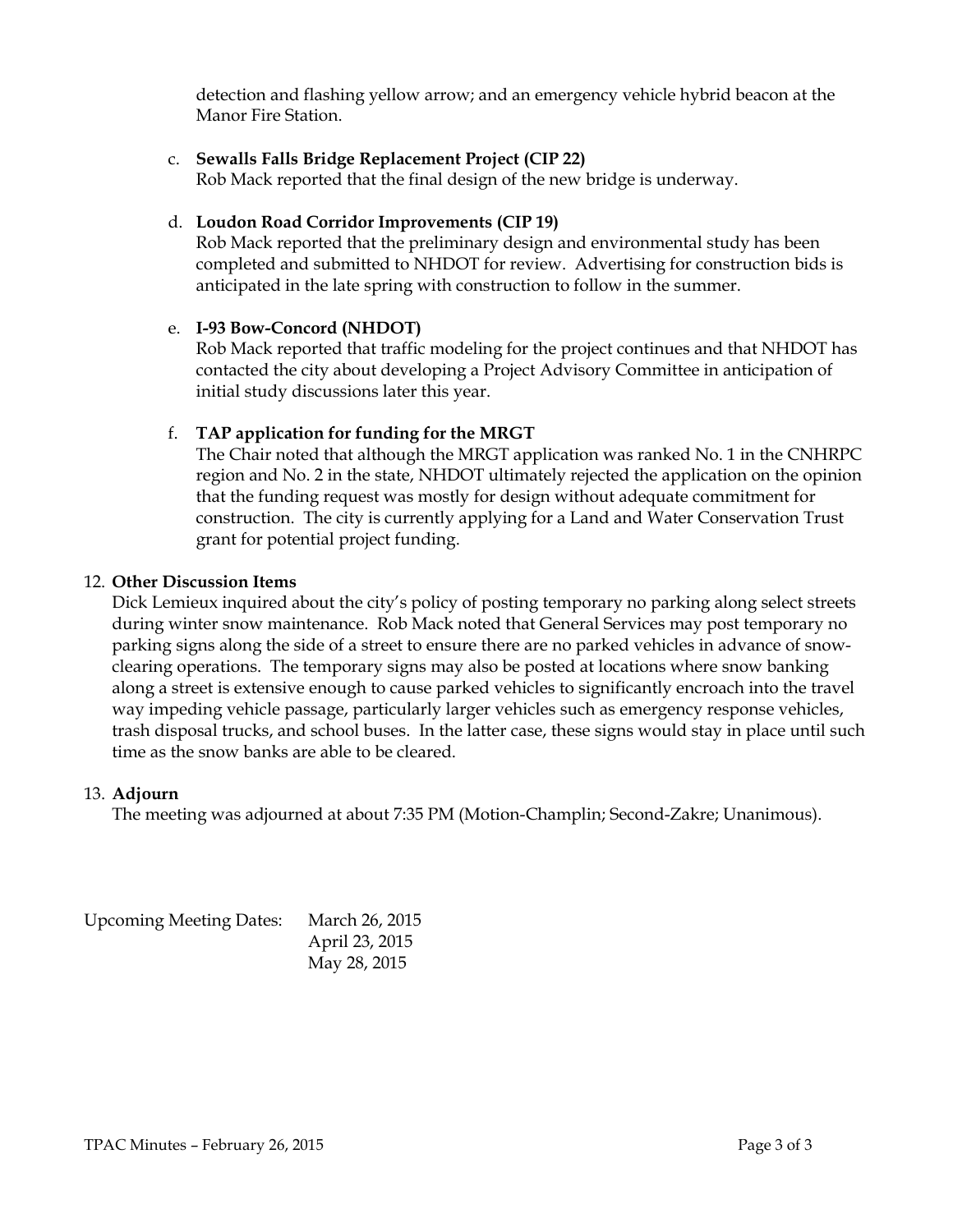detection and flashing yellow arrow; and an emergency vehicle hybrid beacon at the Manor Fire Station.

c. **Sewalls Falls Bridge Replacement Project (CIP 22)**
   Rob Mack reported that the final design of the new bridge is underway.

d. **Loudon Road Corridor Improvements (CIP 19)**
   Rob Mack reported that the preliminary design and environmental study has been completed and submitted to NHDOT for review. Advertising for construction bids is anticipated in the late spring with construction to follow in the summer.

e. **I-93 Bow-Concord (NHDOT)**
   Rob Mack reported that traffic modeling for the project continues and that NHDOT has contacted the city about developing a Project Advisory Committee in anticipation of initial study discussions later this year.

f. **TAP application for funding for the MRGT**
   The Chair noted that although the MRGT application was ranked No. 1 in the CNHRPC region and No. 2 in the state, NHDOT ultimately rejected the application on the opinion that the funding request was mostly for design without adequate commitment for construction. The city is currently applying for a Land and Water Conservation Trust grant for potential project funding.

12. **Other Discussion Items**
    Dick Lemieux inquired about the city's policy of posting temporary no parking along select streets during winter snow maintenance. Rob Mack noted that General Services may post temporary no parking signs along the side of a street to ensure there are no parked vehicles in advance of snow-clearing operations. The temporary signs may also be posted at locations where snow banking along a street is extensive enough to cause parked vehicles to significantly encroach into the travel way impeding vehicle passage, particularly larger vehicles such as emergency response vehicles, trash disposal trucks, and school buses. In the latter case, these signs would stay in place until such time as the snow banks are able to be cleared.

13. **Adjourn**
    The meeting was adjourned at about 7:35 PM (Motion-Champlin; Second-Zakre; Unanimous).

Upcoming Meeting Dates: March 26, 2015
April 23, 2015
May 28, 2015